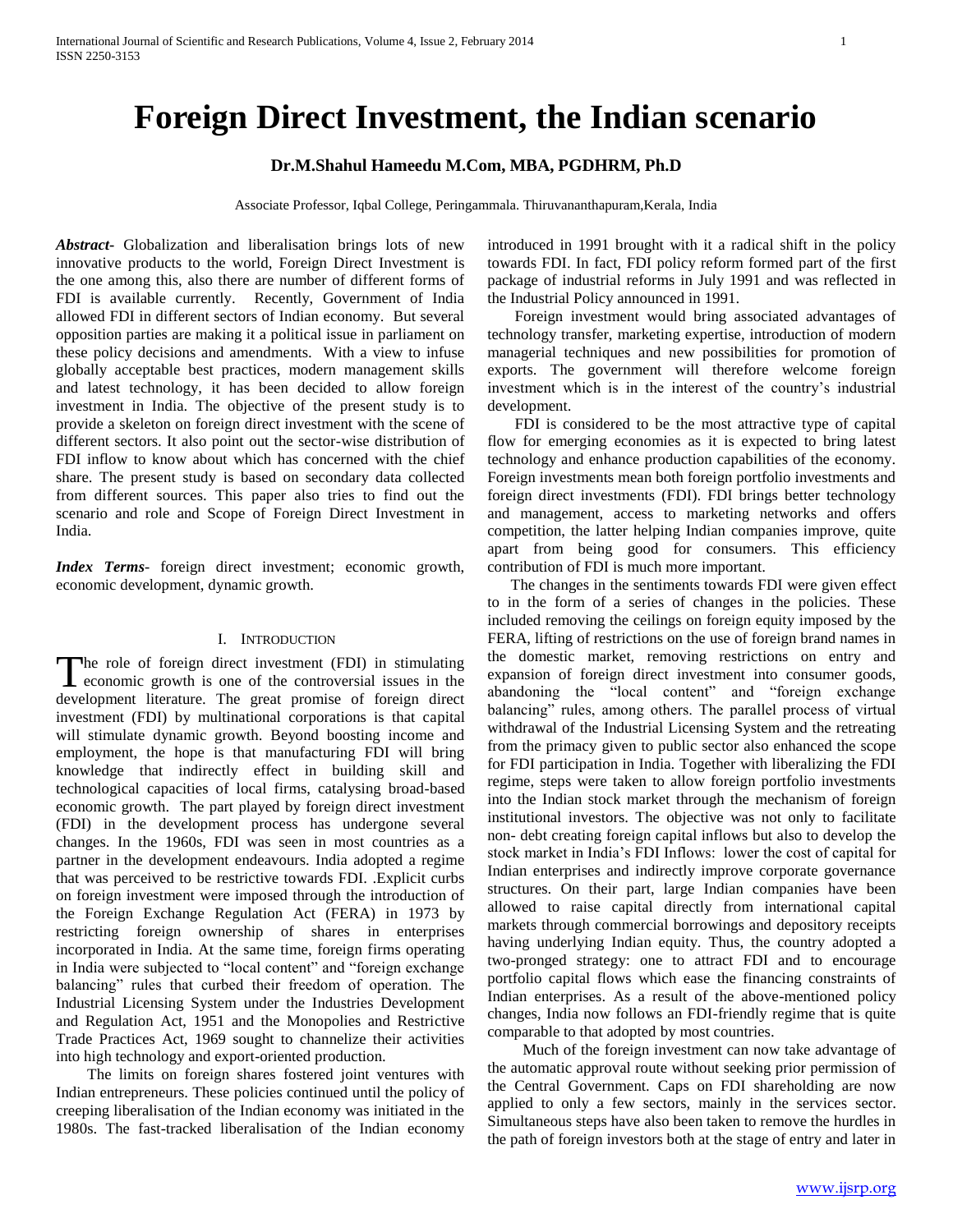# Foreign Direct Investment, the Indian scenario

**Dr.M.Shahul Hameedu M.Com, MBA, PGDHRM, Ph.D**

Associate Professor, Iqbal College, Peringammala. Thiruvananthapuram,Kerala, India

***Abstract*****-** Globalization and liberalisation brings lots of new innovative products to the world, Foreign Direct Investment is the one among this, also there are number of different forms of FDI is available currently. Recently, Government of India allowed FDI in different sectors of Indian economy. But several opposition parties are making it a political issue in parliament on these policy decisions and amendments. With a view to infuse globally acceptable best practices, modern management skills and latest technology, it has been decided to allow foreign investment in India. The objective of the present study is to provide a skeleton on foreign direct investment with the scene of different sectors. It also point out the sector-wise distribution of FDI inflow to know about which has concerned with the chief share. The present study is based on secondary data collected from different sources. This paper also tries to find out the scenario and role and Scope of Foreign Direct Investment in India.

***Index Terms*****-** foreign direct investment; economic growth, economic development, dynamic growth.

## I. Introduction

The role of foreign direct investment (FDI) in stimulating economic growth is one of the controversial issues in the development literature. The great promise of foreign direct investment (FDI) by multinational corporations is that capital will stimulate dynamic growth. Beyond boosting income and employment, the hope is that manufacturing FDI will bring knowledge that indirectly effect in building skill and technological capacities of local firms, catalysing broad-based economic growth. The part played by foreign direct investment (FDI) in the development process has undergone several changes. In the 1960s, FDI was seen in most countries as a partner in the development endeavours. India adopted a regime that was perceived to be restrictive towards FDI. .Explicit curbs on foreign investment were imposed through the introduction of the Foreign Exchange Regulation Act (FERA) in 1973 by restricting foreign ownership of shares in enterprises incorporated in India. At the same time, foreign firms operating in India were subjected to "local content" and "foreign exchange balancing" rules that curbed their freedom of operation. The Industrial Licensing System under the Industries Development and Regulation Act, 1951 and the Monopolies and Restrictive Trade Practices Act, 1969 sought to channelize their activities into high technology and export-oriented production.

The limits on foreign shares fostered joint ventures with Indian entrepreneurs. These policies continued until the policy of creeping liberalisation of the Indian economy was initiated in the 1980s. The fast-tracked liberalisation of the Indian economy introduced in 1991 brought with it a radical shift in the policy towards FDI. In fact, FDI policy reform formed part of the first package of industrial reforms in July 1991 and was reflected in the Industrial Policy announced in 1991.

Foreign investment would bring associated advantages of technology transfer, marketing expertise, introduction of modern managerial techniques and new possibilities for promotion of exports. The government will therefore welcome foreign investment which is in the interest of the country's industrial development.

FDI is considered to be the most attractive type of capital flow for emerging economies as it is expected to bring latest technology and enhance production capabilities of the economy. Foreign investments mean both foreign portfolio investments and foreign direct investments (FDI). FDI brings better technology and management, access to marketing networks and offers competition, the latter helping Indian companies improve, quite apart from being good for consumers. This efficiency contribution of FDI is much more important.

The changes in the sentiments towards FDI were given effect to in the form of a series of changes in the policies. These included removing the ceilings on foreign equity imposed by the FERA, lifting of restrictions on the use of foreign brand names in the domestic market, removing restrictions on entry and expansion of foreign direct investment into consumer goods, abandoning the "local content" and "foreign exchange balancing" rules, among others. The parallel process of virtual withdrawal of the Industrial Licensing System and the retreating from the primacy given to public sector also enhanced the scope for FDI participation in India. Together with liberalizing the FDI regime, steps were taken to allow foreign portfolio investments into the Indian stock market through the mechanism of foreign institutional investors. The objective was not only to facilitate non- debt creating foreign capital inflows but also to develop the stock market in India's FDI Inflows: lower the cost of capital for Indian enterprises and indirectly improve corporate governance structures. On their part, large Indian companies have been allowed to raise capital directly from international capital markets through commercial borrowings and depository receipts having underlying Indian equity. Thus, the country adopted a two-pronged strategy: one to attract FDI and to encourage portfolio capital flows which ease the financing constraints of Indian enterprises. As a result of the above-mentioned policy changes, India now follows an FDI-friendly regime that is quite comparable to that adopted by most countries.

Much of the foreign investment can now take advantage of the automatic approval route without seeking prior permission of the Central Government. Caps on FDI shareholding are now applied to only a few sectors, mainly in the services sector. Simultaneous steps have also been taken to remove the hurdles in the path of foreign investors both at the stage of entry and later in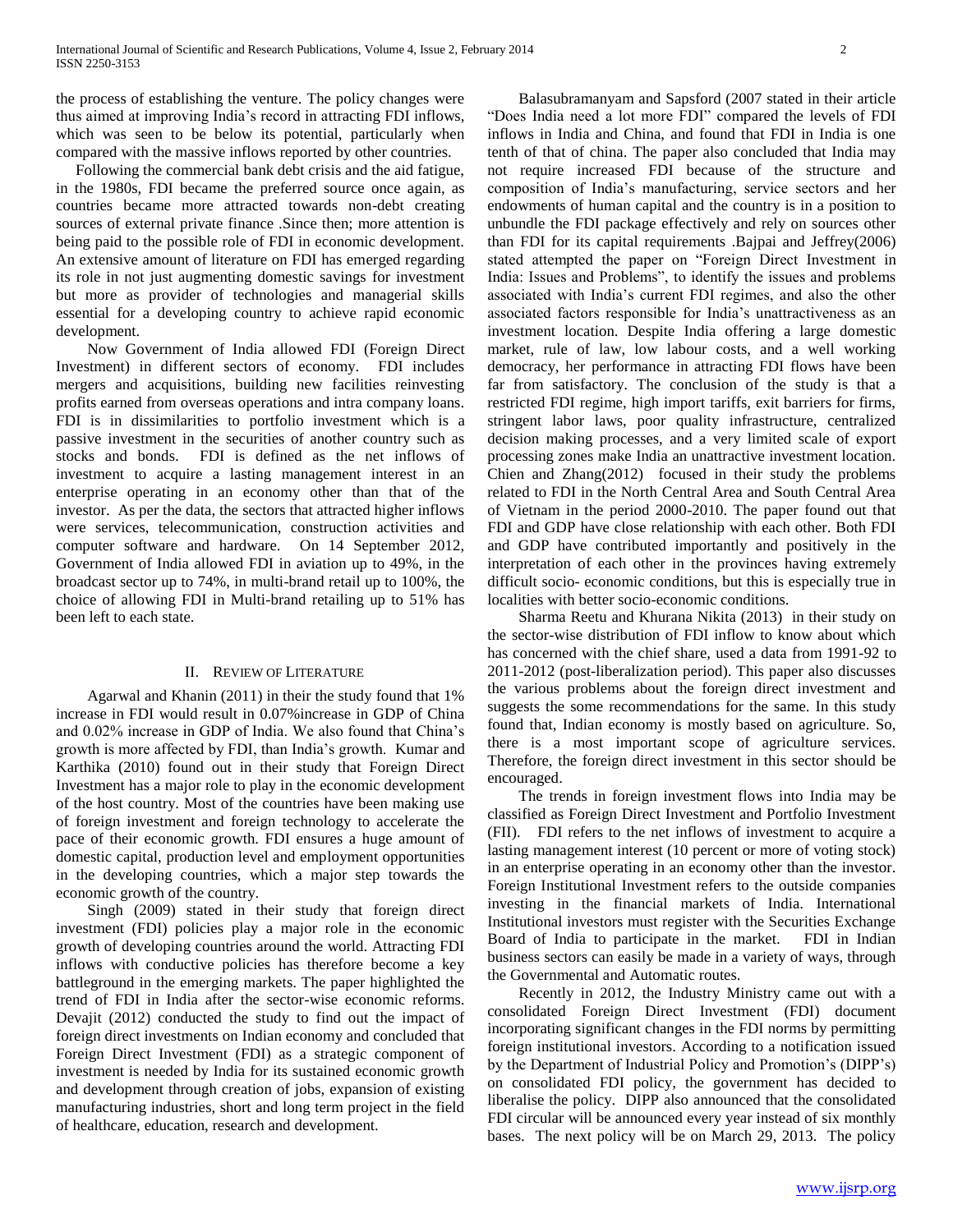the process of establishing the venture. The policy changes were thus aimed at improving India's record in attracting FDI inflows, which was seen to be below its potential, particularly when compared with the massive inflows reported by other countries.

Following the commercial bank debt crisis and the aid fatigue, in the 1980s, FDI became the preferred source once again, as countries became more attracted towards non-debt creating sources of external private finance .Since then; more attention is being paid to the possible role of FDI in economic development. An extensive amount of literature on FDI has emerged regarding its role in not just augmenting domestic savings for investment but more as provider of technologies and managerial skills essential for a developing country to achieve rapid economic development.

Now Government of India allowed FDI (Foreign Direct Investment) in different sectors of economy. FDI includes mergers and acquisitions, building new facilities reinvesting profits earned from overseas operations and intra company loans. FDI is in dissimilarities to portfolio investment which is a passive investment in the securities of another country such as stocks and bonds. FDI is defined as the net inflows of investment to acquire a lasting management interest in an enterprise operating in an economy other than that of the investor. As per the data, the sectors that attracted higher inflows were services, telecommunication, construction activities and computer software and hardware. On 14 September 2012, Government of India allowed FDI in aviation up to 49%, in the broadcast sector up to 74%, in multi-brand retail up to 100%, the choice of allowing FDI in Multi-brand retailing up to 51% has been left to each state.

## II. Review of Literature

Agarwal and Khanin (2011) in their the study found that 1% increase in FDI would result in 0.07%increase in GDP of China and 0.02% increase in GDP of India. We also found that China's growth is more affected by FDI, than India's growth. Kumar and Karthika (2010) found out in their study that Foreign Direct Investment has a major role to play in the economic development of the host country. Most of the countries have been making use of foreign investment and foreign technology to accelerate the pace of their economic growth. FDI ensures a huge amount of domestic capital, production level and employment opportunities in the developing countries, which a major step towards the economic growth of the country.

Singh (2009) stated in their study that foreign direct investment (FDI) policies play a major role in the economic growth of developing countries around the world. Attracting FDI inflows with conductive policies has therefore become a key battleground in the emerging markets. The paper highlighted the trend of FDI in India after the sector-wise economic reforms. Devajit (2012) conducted the study to find out the impact of foreign direct investments on Indian economy and concluded that Foreign Direct Investment (FDI) as a strategic component of investment is needed by India for its sustained economic growth and development through creation of jobs, expansion of existing manufacturing industries, short and long term project in the field of healthcare, education, research and development.

Balasubramanyam and Sapsford (2007 stated in their article "Does India need a lot more FDI" compared the levels of FDI inflows in India and China, and found that FDI in India is one tenth of that of china. The paper also concluded that India may not require increased FDI because of the structure and composition of India's manufacturing, service sectors and her endowments of human capital and the country is in a position to unbundle the FDI package effectively and rely on sources other than FDI for its capital requirements .Bajpai and Jeffrey(2006) stated attempted the paper on "Foreign Direct Investment in India: Issues and Problems", to identify the issues and problems associated with India's current FDI regimes, and also the other associated factors responsible for India's unattractiveness as an investment location. Despite India offering a large domestic market, rule of law, low labour costs, and a well working democracy, her performance in attracting FDI flows have been far from satisfactory. The conclusion of the study is that a restricted FDI regime, high import tariffs, exit barriers for firms, stringent labor laws, poor quality infrastructure, centralized decision making processes, and a very limited scale of export processing zones make India an unattractive investment location. Chien and Zhang(2012) focused in their study the problems related to FDI in the North Central Area and South Central Area of Vietnam in the period 2000-2010. The paper found out that FDI and GDP have close relationship with each other. Both FDI and GDP have contributed importantly and positively in the interpretation of each other in the provinces having extremely difficult socio- economic conditions, but this is especially true in localities with better socio-economic conditions.

Sharma Reetu and Khurana Nikita (2013) in their study on the sector-wise distribution of FDI inflow to know about which has concerned with the chief share, used a data from 1991-92 to 2011-2012 (post-liberalization period). This paper also discusses the various problems about the foreign direct investment and suggests the some recommendations for the same. In this study found that, Indian economy is mostly based on agriculture. So, there is a most important scope of agriculture services. Therefore, the foreign direct investment in this sector should be encouraged.

The trends in foreign investment flows into India may be classified as Foreign Direct Investment and Portfolio Investment (FII). FDI refers to the net inflows of investment to acquire a lasting management interest (10 percent or more of voting stock) in an enterprise operating in an economy other than the investor. Foreign Institutional Investment refers to the outside companies investing in the financial markets of India. International Institutional investors must register with the Securities Exchange Board of India to participate in the market. FDI in Indian business sectors can easily be made in a variety of ways, through the Governmental and Automatic routes.

Recently in 2012, the Industry Ministry came out with a consolidated Foreign Direct Investment (FDI) document incorporating significant changes in the FDI norms by permitting foreign institutional investors. According to a notification issued by the Department of Industrial Policy and Promotion's (DIPP's) on consolidated FDI policy, the government has decided to liberalise the policy. DIPP also announced that the consolidated FDI circular will be announced every year instead of six monthly bases. The next policy will be on March 29, 2013. The policy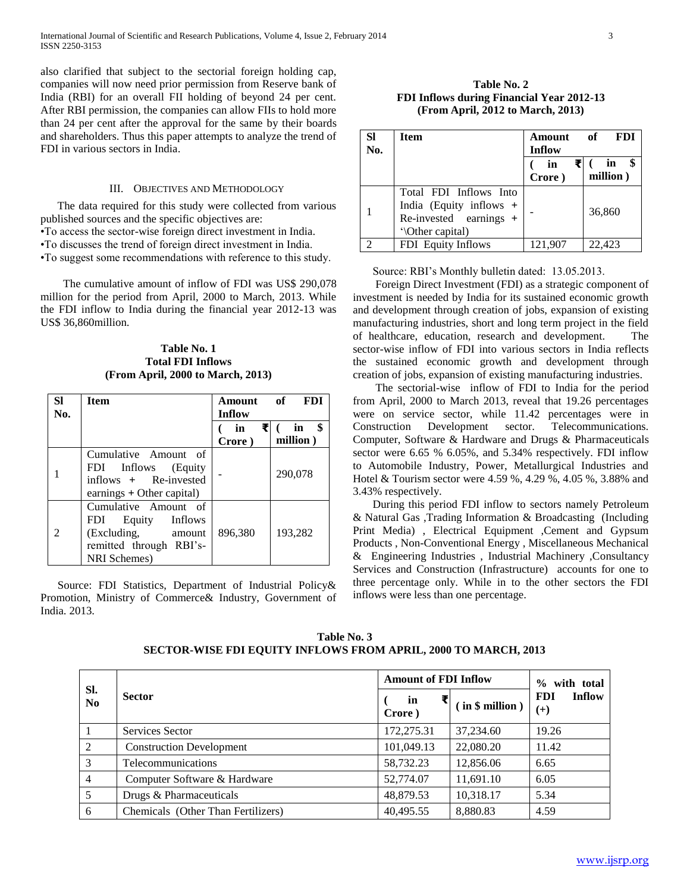also clarified that subject to the sectorial foreign holding cap, companies will now need prior permission from Reserve bank of India (RBI) for an overall FII holding of beyond 24 per cent. After RBI permission, the companies can allow FIIs to hold more than 24 per cent after the approval for the same by their boards and shareholders. Thus this paper attempts to analyze the trend of FDI in various sectors in India.

## III. Objectives and Methodology

The data required for this study were collected from various published sources and the specific objectives are:

- To access the sector-wise foreign direct investment in India.
- To discusses the trend of foreign direct investment in India.
- To suggest some recommendations with reference to this study.

The cumulative amount of inflow of FDI was US$ 290,078 million for the period from April, 2000 to March, 2013. While the FDI inflow to India during the financial year 2012-13 was US$ 36,860million.

**Table No. 1**
**Total FDI Inflows**
**(From April, 2000 to March, 2013)**

| Sl No. | Item | Amount of FDI Inflow | |
|---|---|---|---|
| | | ( in ₹ Crore ) | ( in $ million ) |
| 1 | Cumulative Amount of FDI Inflows (Equity inflows + Re-invested earnings + Other capital) | - | 290,078 |
| 2 | Cumulative Amount of FDI Equity Inflows (Excluding, amount remitted through RBI's-NRI Schemes) | 896,380 | 193,282 |

Source: FDI Statistics, Department of Industrial Policy& Promotion, Ministry of Commerce& Industry, Government of India. 2013.

**Table No. 2**
**FDI Inflows during Financial Year 2012-13**
**(From April, 2012 to March, 2013)**

| Sl No. | Item | Amount of FDI Inflow | |
|---|---|---|---|
| | | ( in ₹ Crore ) | ( in $ million ) |
| 1 | Total FDI Inflows Into India (Equity inflows + Re-invested earnings + '\Other capital) | - | 36,860 |
| 2 | FDI Equity Inflows | 121,907 | 22,423 |

Source: RBI's Monthly bulletin dated: 13.05.2013.

Foreign Direct Investment (FDI) as a strategic component of investment is needed by India for its sustained economic growth and development through creation of jobs, expansion of existing manufacturing industries, short and long term project in the field of healthcare, education, research and development. The sector-wise inflow of FDI into various sectors in India reflects the sustained economic growth and development through creation of jobs, expansion of existing manufacturing industries.

The sectorial-wise inflow of FDI to India for the period from April, 2000 to March 2013, reveal that 19.26 percentages were on service sector, while 11.42 percentages were in Construction Development sector. Telecommunications. Computer, Software & Hardware and Drugs & Pharmaceuticals sector were 6.65 % 6.05%, and 5.34% respectively. FDI inflow to Automobile Industry, Power, Metallurgical Industries and Hotel & Tourism sector were 4.59 %, 4.29 %, 4.05 %, 3.88% and 3.43% respectively.

During this period FDI inflow to sectors namely Petroleum & Natural Gas ,Trading Information & Broadcasting (Including Print Media) , Electrical Equipment ,Cement and Gypsum Products , Non-Conventional Energy , Miscellaneous Mechanical & Engineering Industries , Industrial Machinery ,Consultancy Services and Construction (Infrastructure) accounts for one to three percentage only. While in to the other sectors the FDI inflows were less than one percentage.

**Table No. 3**
**SECTOR-WISE FDI EQUITY INFLOWS FROM APRIL, 2000 TO MARCH, 2013**

| Sl. No | Sector | Amount of FDI Inflow | | % with total FDI Inflow (+) |
|---|---|---|---|---|
| | | ( in ₹ Crore ) | ( in $ million ) | |
| 1 | Services Sector | 172,275.31 | 37,234.60 | 19.26 |
| 2 | Construction Development | 101,049.13 | 22,080.20 | 11.42 |
| 3 | Telecommunications | 58,732.23 | 12,856.06 | 6.65 |
| 4 | Computer Software & Hardware | 52,774.07 | 11,691.10 | 6.05 |
| 5 | Drugs & Pharmaceuticals | 48,879.53 | 10,318.17 | 5.34 |
| 6 | Chemicals (Other Than Fertilizers) | 40,495.55 | 8,880.83 | 4.59 |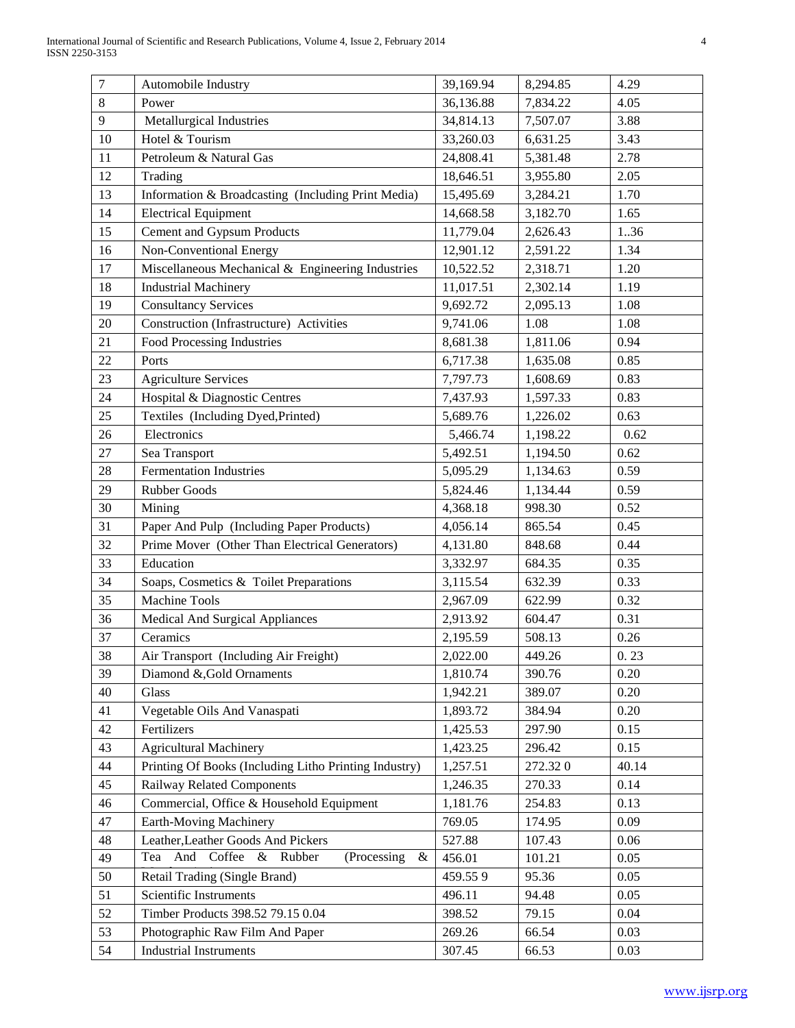| 7 | Automobile Industry | 39,169.94 | 8,294.85 | 4.29 |
|---|---|---|---|---|
| 8 | Power | 36,136.88 | 7,834.22 | 4.05 |
| 9 | Metallurgical Industries | 34,814.13 | 7,507.07 | 3.88 |
| 10 | Hotel & Tourism | 33,260.03 | 6,631.25 | 3.43 |
| 11 | Petroleum & Natural Gas | 24,808.41 | 5,381.48 | 2.78 |
| 12 | Trading | 18,646.51 | 3,955.80 | 2.05 |
| 13 | Information & Broadcasting (Including Print Media) | 15,495.69 | 3,284.21 | 1.70 |
| 14 | Electrical Equipment | 14,668.58 | 3,182.70 | 1.65 |
| 15 | Cement and Gypsum Products | 11,779.04 | 2,626.43 | 1..36 |
| 16 | Non-Conventional Energy | 12,901.12 | 2,591.22 | 1.34 |
| 17 | Miscellaneous Mechanical & Engineering Industries | 10,522.52 | 2,318.71 | 1.20 |
| 18 | Industrial Machinery | 11,017.51 | 2,302.14 | 1.19 |
| 19 | Consultancy Services | 9,692.72 | 2,095.13 | 1.08 |
| 20 | Construction (Infrastructure) Activities | 9,741.06 | 1.08 | 1.08 |
| 21 | Food Processing Industries | 8,681.38 | 1,811.06 | 0.94 |
| 22 | Ports | 6,717.38 | 1,635.08 | 0.85 |
| 23 | Agriculture Services | 7,797.73 | 1,608.69 | 0.83 |
| 24 | Hospital & Diagnostic Centres | 7,437.93 | 1,597.33 | 0.83 |
| 25 | Textiles (Including Dyed,Printed) | 5,689.76 | 1,226.02 | 0.63 |
| 26 | Electronics | 5,466.74 | 1,198.22 | 0.62 |
| 27 | Sea Transport | 5,492.51 | 1,194.50 | 0.62 |
| 28 | Fermentation Industries | 5,095.29 | 1,134.63 | 0.59 |
| 29 | Rubber Goods | 5,824.46 | 1,134.44 | 0.59 |
| 30 | Mining | 4,368.18 | 998.30 | 0.52 |
| 31 | Paper And Pulp (Including Paper Products) | 4,056.14 | 865.54 | 0.45 |
| 32 | Prime Mover (Other Than Electrical Generators) | 4,131.80 | 848.68 | 0.44 |
| 33 | Education | 3,332.97 | 684.35 | 0.35 |
| 34 | Soaps, Cosmetics & Toilet Preparations | 3,115.54 | 632.39 | 0.33 |
| 35 | Machine Tools | 2,967.09 | 622.99 | 0.32 |
| 36 | Medical And Surgical Appliances | 2,913.92 | 604.47 | 0.31 |
| 37 | Ceramics | 2,195.59 | 508.13 | 0.26 |
| 38 | Air Transport (Including Air Freight) | 2,022.00 | 449.26 | 0. 23 |
| 39 | Diamond &,Gold Ornaments | 1,810.74 | 390.76 | 0.20 |
| 40 | Glass | 1,942.21 | 389.07 | 0.20 |
| 41 | Vegetable Oils And Vanaspati | 1,893.72 | 384.94 | 0.20 |
| 42 | Fertilizers | 1,425.53 | 297.90 | 0.15 |
| 43 | Agricultural Machinery | 1,423.25 | 296.42 | 0.15 |
| 44 | Printing Of Books (Including Litho Printing Industry) | 1,257.51 | 272.32 0 | 40.14 |
| 45 | Railway Related Components | 1,246.35 | 270.33 | 0.14 |
| 46 | Commercial, Office & Household Equipment | 1,181.76 | 254.83 | 0.13 |
| 47 | Earth-Moving Machinery | 769.05 | 174.95 | 0.09 |
| 48 | Leather,Leather Goods And Pickers | 527.88 | 107.43 | 0.06 |
| 49 | Tea And Coffee & Rubber (Processing & | 456.01 | 101.21 | 0.05 |
| 50 | Retail Trading (Single Brand) | 459.55 9 | 95.36 | 0.05 |
| 51 | Scientific Instruments | 496.11 | 94.48 | 0.05 |
| 52 | Timber Products 398.52 79.15 0.04 | 398.52 | 79.15 | 0.04 |
| 53 | Photographic Raw Film And Paper | 269.26 | 66.54 | 0.03 |
| 54 | Industrial Instruments | 307.45 | 66.53 | 0.03 |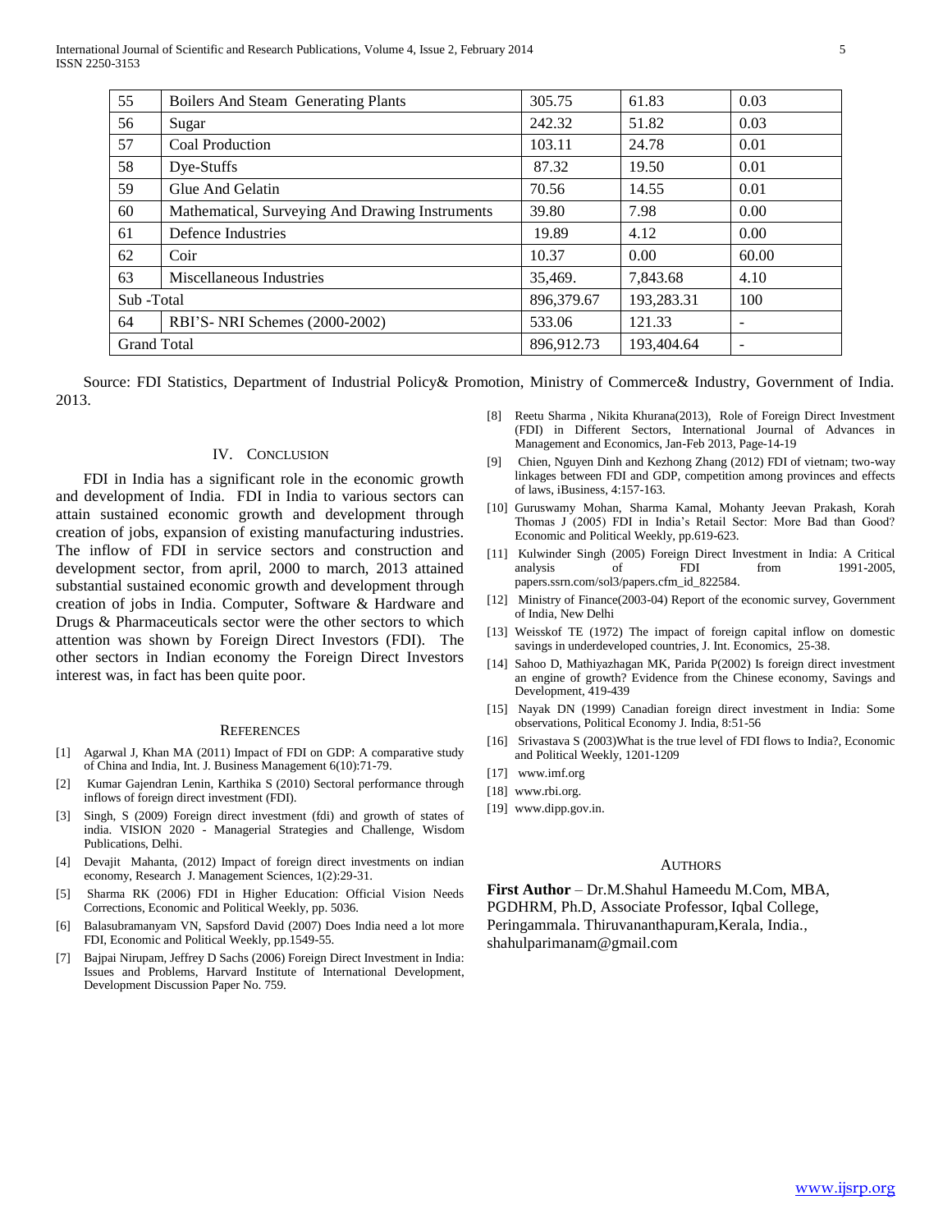| | | | | |
|---|---|---|---|---|
| 55 | Boilers And Steam Generating Plants | 305.75 | 61.83 | 0.03 |
| 56 | Sugar | 242.32 | 51.82 | 0.03 |
| 57 | Coal Production | 103.11 | 24.78 | 0.01 |
| 58 | Dye-Stuffs | 87.32 | 19.50 | 0.01 |
| 59 | Glue And Gelatin | 70.56 | 14.55 | 0.01 |
| 60 | Mathematical, Surveying And Drawing Instruments | 39.80 | 7.98 | 0.00 |
| 61 | Defence Industries | 19.89 | 4.12 | 0.00 |
| 62 | Coir | 10.37 | 0.00 | 60.00 |
| 63 | Miscellaneous Industries | 35,469. | 7,843.68 | 4.10 |
| Sub -Total | | 896,379.67 | 193,283.31 | 100 |
| 64 | RBI'S- NRI Schemes (2000-2002) | 533.06 | 121.33 | - |
| Grand Total | | 896,912.73 | 193,404.64 | - |

Source: FDI Statistics, Department of Industrial Policy& Promotion, Ministry of Commerce& Industry, Government of India. 2013.

## IV. Conclusion

FDI in India has a significant role in the economic growth and development of India. FDI in India to various sectors can attain sustained economic growth and development through creation of jobs, expansion of existing manufacturing industries. The inflow of FDI in service sectors and construction and development sector, from april, 2000 to march, 2013 attained substantial sustained economic growth and development through creation of jobs in India. Computer, Software & Hardware and Drugs & Pharmaceuticals sector were the other sectors to which attention was shown by Foreign Direct Investors (FDI). The other sectors in Indian economy the Foreign Direct Investors interest was, in fact has been quite poor.

## References

[1] Agarwal J, Khan MA (2011) Impact of FDI on GDP: A comparative study of China and India, Int. J. Business Management 6(10):71-79.

[2] Kumar Gajendran Lenin, Karthika S (2010) Sectoral performance through inflows of foreign direct investment (FDI).

[3] Singh, S (2009) Foreign direct investment (fdi) and growth of states of india. VISION 2020 - Managerial Strategies and Challenge, Wisdom Publications, Delhi.

[4] Devajit Mahanta, (2012) Impact of foreign direct investments on indian economy, Research J. Management Sciences, 1(2):29-31.

[5] Sharma RK (2006) FDI in Higher Education: Official Vision Needs Corrections, Economic and Political Weekly, pp. 5036.

[6] Balasubramanyam VN, Sapsford David (2007) Does India need a lot more FDI, Economic and Political Weekly, pp.1549-55.

[7] Bajpai Nirupam, Jeffrey D Sachs (2006) Foreign Direct Investment in India: Issues and Problems, Harvard Institute of International Development, Development Discussion Paper No. 759.

[8] Reetu Sharma , Nikita Khurana(2013), Role of Foreign Direct Investment (FDI) in Different Sectors, International Journal of Advances in Management and Economics, Jan-Feb 2013, Page-14-19

[9] Chien, Nguyen Dinh and Kezhong Zhang (2012) FDI of vietnam; two-way linkages between FDI and GDP, competition among provinces and effects of laws, iBusiness, 4:157-163.

[10] Guruswamy Mohan, Sharma Kamal, Mohanty Jeevan Prakash, Korah Thomas J (2005) FDI in India's Retail Sector: More Bad than Good? Economic and Political Weekly, pp.619-623.

[11] Kulwinder Singh (2005) Foreign Direct Investment in India: A Critical analysis of FDI from 1991-2005, papers.ssrn.com/sol3/papers.cfm_id_822584.

[12] Ministry of Finance(2003-04) Report of the economic survey, Government of India, New Delhi

[13] Weisskof TE (1972) The impact of foreign capital inflow on domestic savings in underdeveloped countries, J. Int. Economics, 25-38.

[14] Sahoo D, Mathiyazhagan MK, Parida P(2002) Is foreign direct investment an engine of growth? Evidence from the Chinese economy, Savings and Development, 419-439

[15] Nayak DN (1999) Canadian foreign direct investment in India: Some observations, Political Economy J. India, 8:51-56

[16] Srivastava S (2003)What is the true level of FDI flows to India?, Economic and Political Weekly, 1201-1209

[17] www.imf.org

[18] www.rbi.org.

[19] www.dipp.gov.in.

## Authors

**First Author** – Dr.M.Shahul Hameedu M.Com, MBA, PGDHRM, Ph.D, Associate Professor, Iqbal College, Peringammala. Thiruvananthapuram,Kerala, India., shahulparimanam@gmail.com